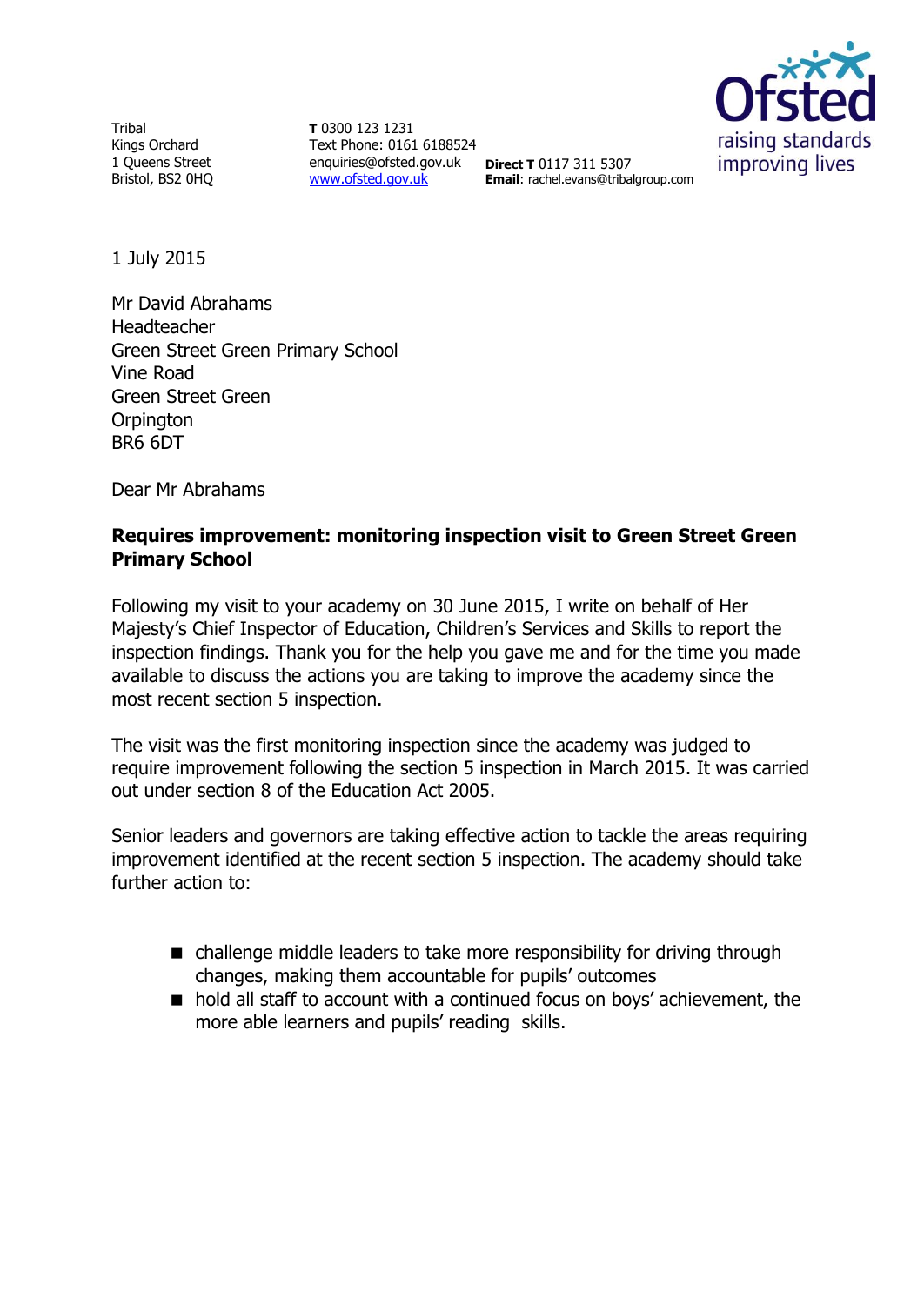Tribal
Kings Orchard
1 Queens Street
Bristol, BS2 0HQ

**T** 0300 123 1231
Text Phone: 0161 6188524
enquiries@ofsted.gov.uk
www.ofsted.gov.uk

**Direct T** 0117 311 5307
**Email**: rachel.evans@tribalgroup.com

1 July 2015

Mr David Abrahams
Headteacher
Green Street Green Primary School
Vine Road
Green Street Green
Orpington
BR6 6DT

Dear Mr Abrahams

**Requires improvement: monitoring inspection visit to Green Street Green Primary School**

Following my visit to your academy on 30 June 2015, I write on behalf of Her Majesty's Chief Inspector of Education, Children's Services and Skills to report the inspection findings. Thank you for the help you gave me and for the time you made available to discuss the actions you are taking to improve the academy since the most recent section 5 inspection.

The visit was the first monitoring inspection since the academy was judged to require improvement following the section 5 inspection in March 2015. It was carried out under section 8 of the Education Act 2005.

Senior leaders and governors are taking effective action to tackle the areas requiring improvement identified at the recent section 5 inspection. The academy should take further action to:

- challenge middle leaders to take more responsibility for driving through changes, making them accountable for pupils' outcomes
- hold all staff to account with a continued focus on boys' achievement, the more able learners and pupils' reading skills.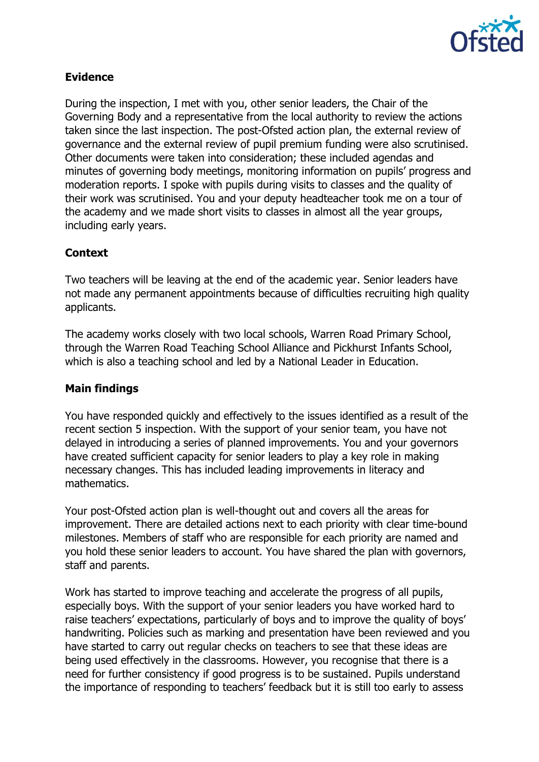## Evidence

During the inspection, I met with you, other senior leaders, the Chair of the Governing Body and a representative from the local authority to review the actions taken since the last inspection. The post-Ofsted action plan, the external review of governance and the external review of pupil premium funding were also scrutinised. Other documents were taken into consideration; these included agendas and minutes of governing body meetings, monitoring information on pupils' progress and moderation reports. I spoke with pupils during visits to classes and the quality of their work was scrutinised. You and your deputy headteacher took me on a tour of the academy and we made short visits to classes in almost all the year groups, including early years.

## Context

Two teachers will be leaving at the end of the academic year. Senior leaders have not made any permanent appointments because of difficulties recruiting high quality applicants.

The academy works closely with two local schools, Warren Road Primary School, through the Warren Road Teaching School Alliance and Pickhurst Infants School, which is also a teaching school and led by a National Leader in Education.

## Main findings

You have responded quickly and effectively to the issues identified as a result of the recent section 5 inspection. With the support of your senior team, you have not delayed in introducing a series of planned improvements. You and your governors have created sufficient capacity for senior leaders to play a key role in making necessary changes. This has included leading improvements in literacy and mathematics.

Your post-Ofsted action plan is well-thought out and covers all the areas for improvement. There are detailed actions next to each priority with clear time-bound milestones. Members of staff who are responsible for each priority are named and you hold these senior leaders to account. You have shared the plan with governors, staff and parents.

Work has started to improve teaching and accelerate the progress of all pupils, especially boys. With the support of your senior leaders you have worked hard to raise teachers' expectations, particularly of boys and to improve the quality of boys' handwriting. Policies such as marking and presentation have been reviewed and you have started to carry out regular checks on teachers to see that these ideas are being used effectively in the classrooms. However, you recognise that there is a need for further consistency if good progress is to be sustained. Pupils understand the importance of responding to teachers' feedback but it is still too early to assess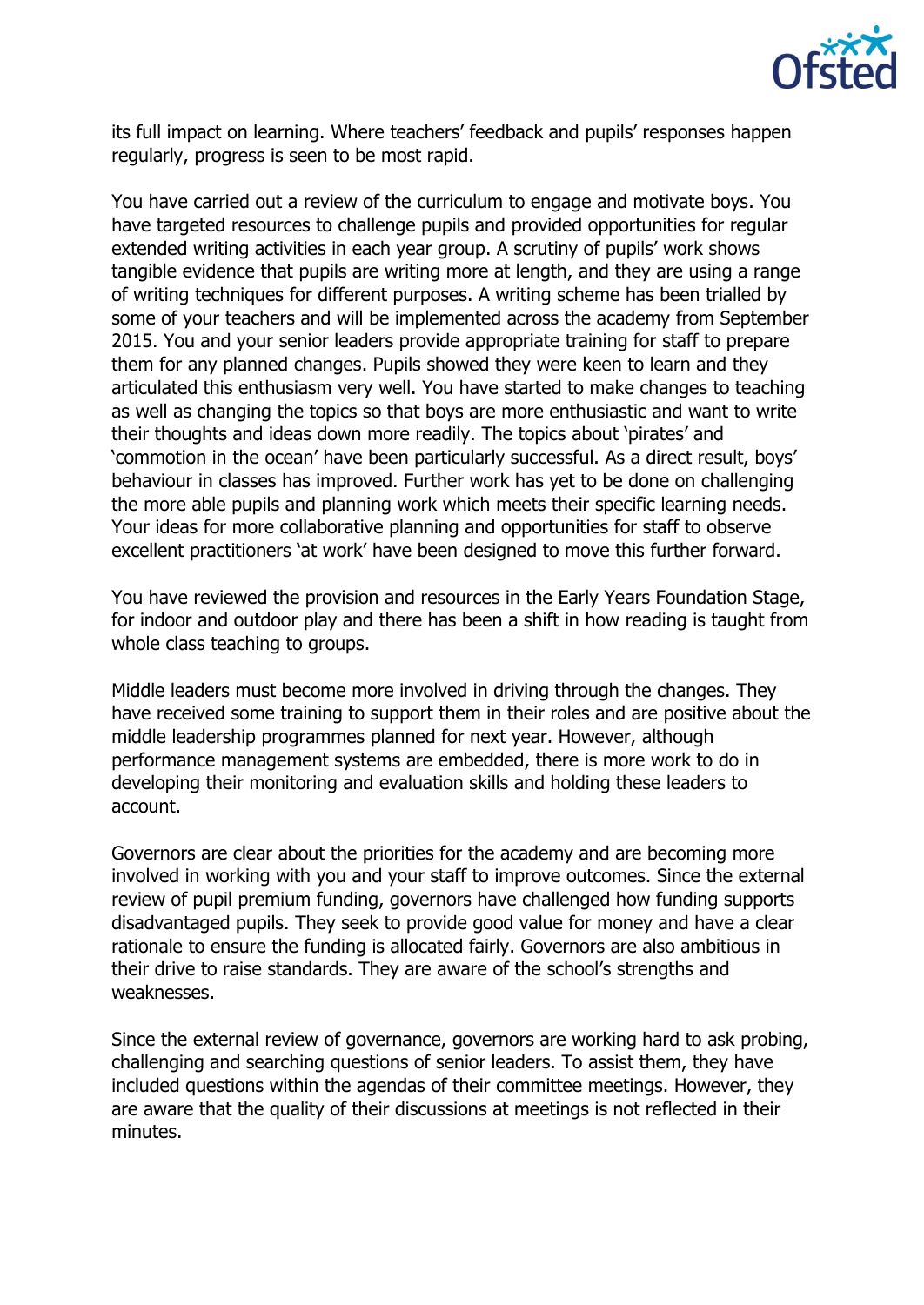its full impact on learning. Where teachers' feedback and pupils' responses happen regularly, progress is seen to be most rapid.

You have carried out a review of the curriculum to engage and motivate boys. You have targeted resources to challenge pupils and provided opportunities for regular extended writing activities in each year group. A scrutiny of pupils' work shows tangible evidence that pupils are writing more at length, and they are using a range of writing techniques for different purposes. A writing scheme has been trialled by some of your teachers and will be implemented across the academy from September 2015. You and your senior leaders provide appropriate training for staff to prepare them for any planned changes. Pupils showed they were keen to learn and they articulated this enthusiasm very well. You have started to make changes to teaching as well as changing the topics so that boys are more enthusiastic and want to write their thoughts and ideas down more readily. The topics about 'pirates' and 'commotion in the ocean' have been particularly successful. As a direct result, boys' behaviour in classes has improved. Further work has yet to be done on challenging the more able pupils and planning work which meets their specific learning needs. Your ideas for more collaborative planning and opportunities for staff to observe excellent practitioners 'at work' have been designed to move this further forward.

You have reviewed the provision and resources in the Early Years Foundation Stage, for indoor and outdoor play and there has been a shift in how reading is taught from whole class teaching to groups.

Middle leaders must become more involved in driving through the changes. They have received some training to support them in their roles and are positive about the middle leadership programmes planned for next year. However, although performance management systems are embedded, there is more work to do in developing their monitoring and evaluation skills and holding these leaders to account.

Governors are clear about the priorities for the academy and are becoming more involved in working with you and your staff to improve outcomes. Since the external review of pupil premium funding, governors have challenged how funding supports disadvantaged pupils. They seek to provide good value for money and have a clear rationale to ensure the funding is allocated fairly. Governors are also ambitious in their drive to raise standards. They are aware of the school's strengths and weaknesses.

Since the external review of governance, governors are working hard to ask probing, challenging and searching questions of senior leaders. To assist them, they have included questions within the agendas of their committee meetings. However, they are aware that the quality of their discussions at meetings is not reflected in their minutes.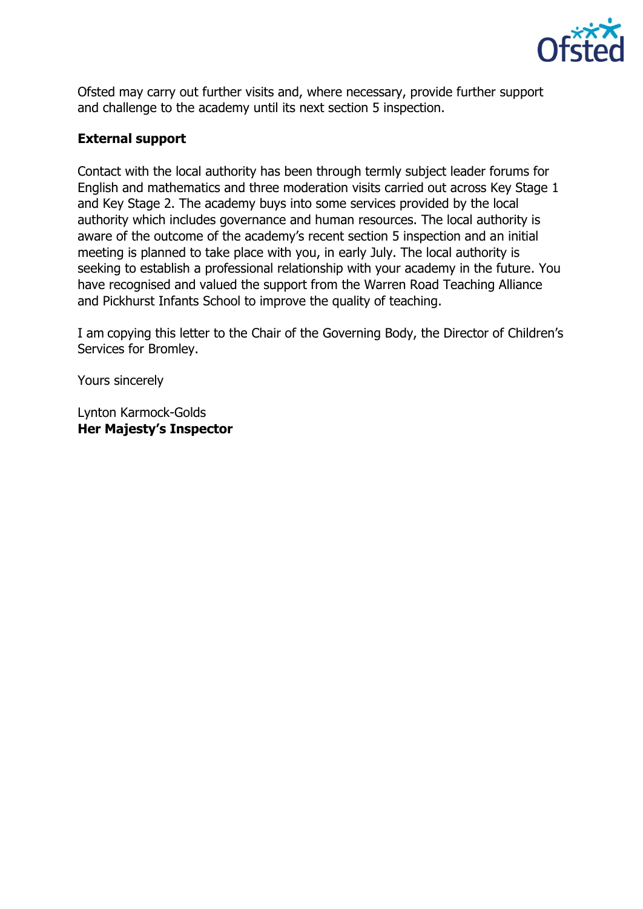Ofsted may carry out further visits and, where necessary, provide further support and challenge to the academy until its next section 5 inspection.

**External support**

Contact with the local authority has been through termly subject leader forums for English and mathematics and three moderation visits carried out across Key Stage 1 and Key Stage 2. The academy buys into some services provided by the local authority which includes governance and human resources. The local authority is aware of the outcome of the academy's recent section 5 inspection and an initial meeting is planned to take place with you, in early July. The local authority is seeking to establish a professional relationship with your academy in the future. You have recognised and valued the support from the Warren Road Teaching Alliance and Pickhurst Infants School to improve the quality of teaching.

I am copying this letter to the Chair of the Governing Body, the Director of Children's Services for Bromley.

Yours sincerely

Lynton Karmock-Golds
**Her Majesty's Inspector**